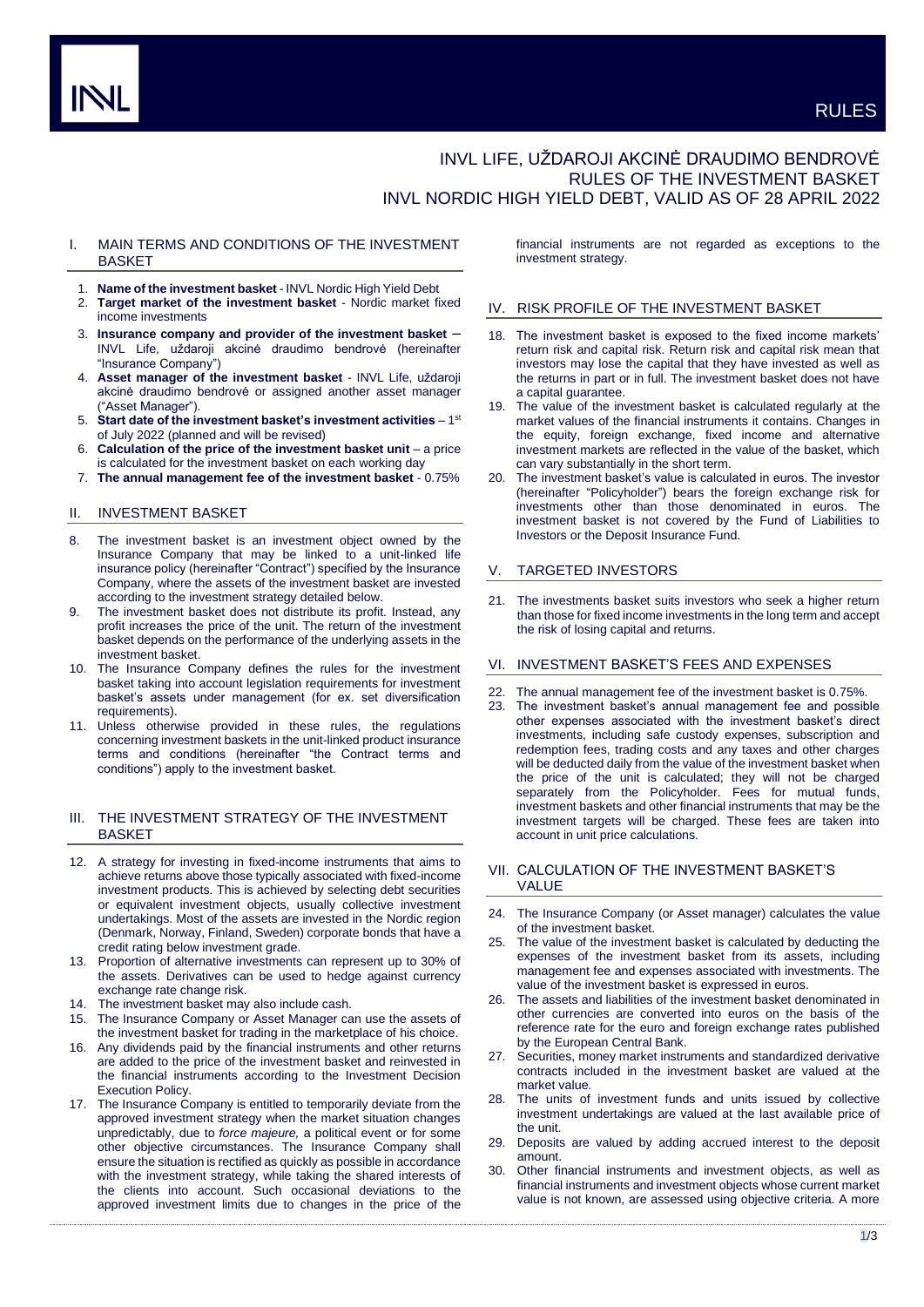# RULES

## INVL LIFE, UŽDAROJI AKCINĖ DRAUDIMO BENDROVĖ RULES OF THE INVESTMENT BASKET INVL NORDIC HIGH YIELD DEBT, VALID AS OF 28 APRIL 2022

## I. MAIN TERMS AND CONDITIONS OF THE INVESTMENT BASKET

1. **Name of the investment basket** - INVL Nordic High Yield Debt
2. **Target market of the investment basket** - Nordic market fixed income investments
3. **Insurance company and provider of the investment basket** – INVL Life, uždaroji akcinė draudimo bendrovė (hereinafter "Insurance Company")
4. **Asset manager of the investment basket** - INVL Life, uždaroji akcinė draudimo bendrovė or assigned another asset manager ("Asset Manager").
5. **Start date of the investment basket's investment activities** – 1st of July 2022 (planned and will be revised)
6. **Calculation of the price of the investment basket unit** – a price is calculated for the investment basket on each working day
7. **The annual management fee of the investment basket** - 0.75%

## II. INVESTMENT BASKET

8. The investment basket is an investment object owned by the Insurance Company that may be linked to a unit-linked life insurance policy (hereinafter "Contract") specified by the Insurance Company, where the assets of the investment basket are invested according to the investment strategy detailed below.
9. The investment basket does not distribute its profit. Instead, any profit increases the price of the unit. The return of the investment basket depends on the performance of the underlying assets in the investment basket.
10. The Insurance Company defines the rules for the investment basket taking into account legislation requirements for investment basket's assets under management (for ex. set diversification requirements).
11. Unless otherwise provided in these rules, the regulations concerning investment baskets in the unit-linked product insurance terms and conditions (hereinafter "the Contract terms and conditions") apply to the investment basket.

## III. THE INVESTMENT STRATEGY OF THE INVESTMENT BASKET

12. A strategy for investing in fixed-income instruments that aims to achieve returns above those typically associated with fixed-income investment products. This is achieved by selecting debt securities or equivalent investment objects, usually collective investment undertakings. Most of the assets are invested in the Nordic region (Denmark, Norway, Finland, Sweden) corporate bonds that have a credit rating below investment grade.
13. Proportion of alternative investments can represent up to 30% of the assets. Derivatives can be used to hedge against currency exchange rate change risk.
14. The investment basket may also include cash.
15. The Insurance Company or Asset Manager can use the assets of the investment basket for trading in the marketplace of his choice.
16. Any dividends paid by the financial instruments and other returns are added to the price of the investment basket and reinvested in the financial instruments according to the Investment Decision Execution Policy.
17. The Insurance Company is entitled to temporarily deviate from the approved investment strategy when the market situation changes unpredictably, due to *force majeure,* a political event or for some other objective circumstances. The Insurance Company shall ensure the situation is rectified as quickly as possible in accordance with the investment strategy, while taking the shared interests of the clients into account. Such occasional deviations to the approved investment limits due to changes in the price of the financial instruments are not regarded as exceptions to the investment strategy.

## IV. RISK PROFILE OF THE INVESTMENT BASKET

18. The investment basket is exposed to the fixed income markets' return risk and capital risk. Return risk and capital risk mean that investors may lose the capital that they have invested as well as the returns in part or in full. The investment basket does not have a capital guarantee.
19. The value of the investment basket is calculated regularly at the market values of the financial instruments it contains. Changes in the equity, foreign exchange, fixed income and alternative investment markets are reflected in the value of the basket, which can vary substantially in the short term.
20. The investment basket's value is calculated in euros. The investor (hereinafter "Policyholder") bears the foreign exchange risk for investments other than those denominated in euros. The investment basket is not covered by the Fund of Liabilities to Investors or the Deposit Insurance Fund.

## V. TARGETED INVESTORS

21. The investments basket suits investors who seek a higher return than those for fixed income investments in the long term and accept the risk of losing capital and returns.

## VI. INVESTMENT BASKET'S FEES AND EXPENSES

22. The annual management fee of the investment basket is 0.75%.
23. The investment basket's annual management fee and possible other expenses associated with the investment basket's direct investments, including safe custody expenses, subscription and redemption fees, trading costs and any taxes and other charges will be deducted daily from the value of the investment basket when the price of the unit is calculated; they will not be charged separately from the Policyholder. Fees for mutual funds, investment baskets and other financial instruments that may be the investment targets will be charged. These fees are taken into account in unit price calculations.

## VII. CALCULATION OF THE INVESTMENT BASKET'S VALUE

24. The Insurance Company (or Asset manager) calculates the value of the investment basket.
25. The value of the investment basket is calculated by deducting the expenses of the investment basket from its assets, including management fee and expenses associated with investments. The value of the investment basket is expressed in euros.
26. The assets and liabilities of the investment basket denominated in other currencies are converted into euros on the basis of the reference rate for the euro and foreign exchange rates published by the European Central Bank.
27. Securities, money market instruments and standardized derivative contracts included in the investment basket are valued at the market value.
28. The units of investment funds and units issued by collective investment undertakings are valued at the last available price of the unit.
29. Deposits are valued by adding accrued interest to the deposit amount.
30. Other financial instruments and investment objects, as well as financial instruments and investment objects whose current market value is not known, are assessed using objective criteria. A more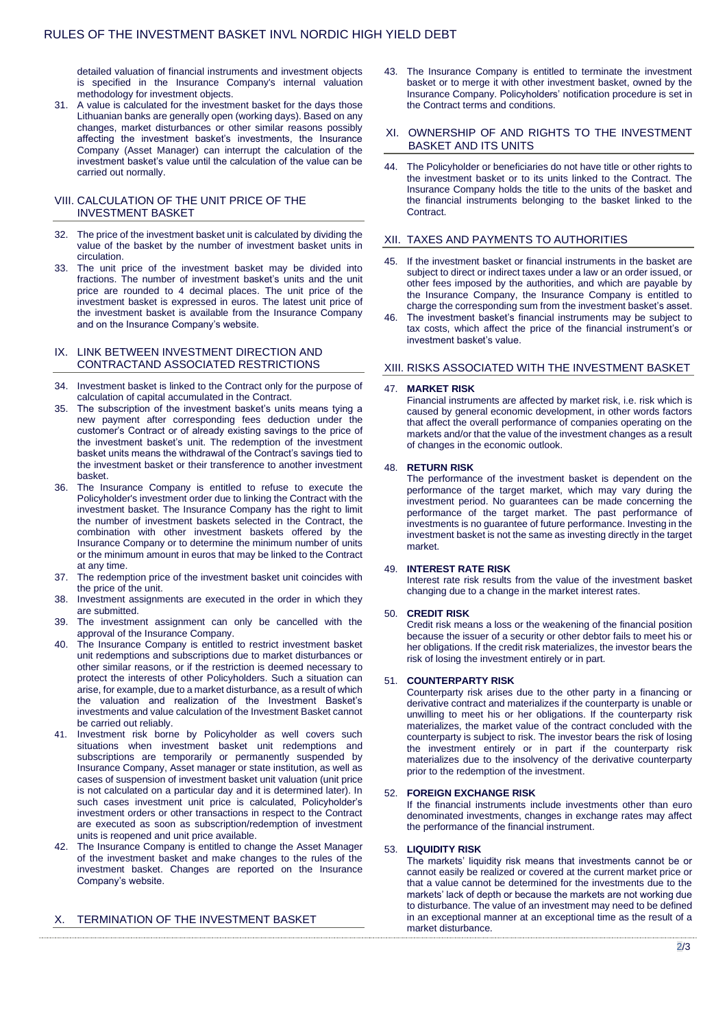detailed valuation of financial instruments and investment objects is specified in the Insurance Company's internal valuation methodology for investment objects.

31. A value is calculated for the investment basket for the days those Lithuanian banks are generally open (working days). Based on any changes, market disturbances or other similar reasons possibly affecting the investment basket's investments, the Insurance Company (Asset Manager) can interrupt the calculation of the investment basket's value until the calculation of the value can be carried out normally.

## VIII. CALCULATION OF THE UNIT PRICE OF THE INVESTMENT BASKET

32. The price of the investment basket unit is calculated by dividing the value of the basket by the number of investment basket units in circulation.
33. The unit price of the investment basket may be divided into fractions. The number of investment basket's units and the unit price are rounded to 4 decimal places. The unit price of the investment basket is expressed in euros. The latest unit price of the investment basket is available from the Insurance Company and on the Insurance Company's website.

## IX. LINK BETWEEN INVESTMENT DIRECTION AND CONTRACTAND ASSOCIATED RESTRICTIONS

34. Investment basket is linked to the Contract only for the purpose of calculation of capital accumulated in the Contract.
35. The subscription of the investment basket's units means tying a new payment after corresponding fees deduction under the customer's Contract or of already existing savings to the price of the investment basket's unit. The redemption of the investment basket units means the withdrawal of the Contract's savings tied to the investment basket or their transference to another investment basket.
36. The Insurance Company is entitled to refuse to execute the Policyholder's investment order due to linking the Contract with the investment basket. The Insurance Company has the right to limit the number of investment baskets selected in the Contract, the combination with other investment baskets offered by the Insurance Company or to determine the minimum number of units or the minimum amount in euros that may be linked to the Contract at any time.
37. The redemption price of the investment basket unit coincides with the price of the unit.
38. Investment assignments are executed in the order in which they are submitted.
39. The investment assignment can only be cancelled with the approval of the Insurance Company.
40. The Insurance Company is entitled to restrict investment basket unit redemptions and subscriptions due to market disturbances or other similar reasons, or if the restriction is deemed necessary to protect the interests of other Policyholders. Such a situation can arise, for example, due to a market disturbance, as a result of which the valuation and realization of the Investment Basket's investments and value calculation of the Investment Basket cannot be carried out reliably.
41. Investment risk borne by Policyholder as well covers such situations when investment basket unit redemptions and subscriptions are temporarily or permanently suspended by Insurance Company, Asset manager or state institution, as well as cases of suspension of investment basket unit valuation (unit price is not calculated on a particular day and it is determined later). In such cases investment unit price is calculated, Policyholder's investment orders or other transactions in respect to the Contract are executed as soon as subscription/redemption of investment units is reopened and unit price available.
42. The Insurance Company is entitled to change the Asset Manager of the investment basket and make changes to the rules of the investment basket. Changes are reported on the Insurance Company's website.

## X. TERMINATION OF THE INVESTMENT BASKET

43. The Insurance Company is entitled to terminate the investment basket or to merge it with other investment basket, owned by the Insurance Company. Policyholders' notification procedure is set in the Contract terms and conditions.

## XI. OWNERSHIP OF AND RIGHTS TO THE INVESTMENT BASKET AND ITS UNITS

44. The Policyholder or beneficiaries do not have title or other rights to the investment basket or to its units linked to the Contract. The Insurance Company holds the title to the units of the basket and the financial instruments belonging to the basket linked to the Contract.

## XII. TAXES AND PAYMENTS TO AUTHORITIES

45. If the investment basket or financial instruments in the basket are subject to direct or indirect taxes under a law or an order issued, or other fees imposed by the authorities, and which are payable by the Insurance Company, the Insurance Company is entitled to charge the corresponding sum from the investment basket's asset.
46. The investment basket's financial instruments may be subject to tax costs, which affect the price of the financial instrument's or investment basket's value.

## XIII. RISKS ASSOCIATED WITH THE INVESTMENT BASKET

47. **MARKET RISK**
Financial instruments are affected by market risk, i.e. risk which is caused by general economic development, in other words factors that affect the overall performance of companies operating on the markets and/or that the value of the investment changes as a result of changes in the economic outlook.

48. **RETURN RISK**
The performance of the investment basket is dependent on the performance of the target market, which may vary during the investment period. No guarantees can be made concerning the performance of the target market. The past performance of investments is no guarantee of future performance. Investing in the investment basket is not the same as investing directly in the target market.

49. **INTEREST RATE RISK**
Interest rate risk results from the value of the investment basket changing due to a change in the market interest rates.

50. **CREDIT RISK**
Credit risk means a loss or the weakening of the financial position because the issuer of a security or other debtor fails to meet his or her obligations. If the credit risk materializes, the investor bears the risk of losing the investment entirely or in part.

51. **COUNTERPARTY RISK**
Counterparty risk arises due to the other party in a financing or derivative contract and materializes if the counterparty is unable or unwilling to meet his or her obligations. If the counterparty risk materializes, the market value of the contract concluded with the counterparty is subject to risk. The investor bears the risk of losing the investment entirely or in part if the counterparty risk materializes due to the insolvency of the derivative counterparty prior to the redemption of the investment.

52. **FOREIGN EXCHANGE RISK**
If the financial instruments include investments other than euro denominated investments, changes in exchange rates may affect the performance of the financial instrument.

53. **LIQUIDITY RISK**
The markets' liquidity risk means that investments cannot be or cannot easily be realized or covered at the current market price or that a value cannot be determined for the investments due to the markets' lack of depth or because the markets are not working due to disturbance. The value of an investment may need to be defined in an exceptional manner at an exceptional time as the result of a market disturbance.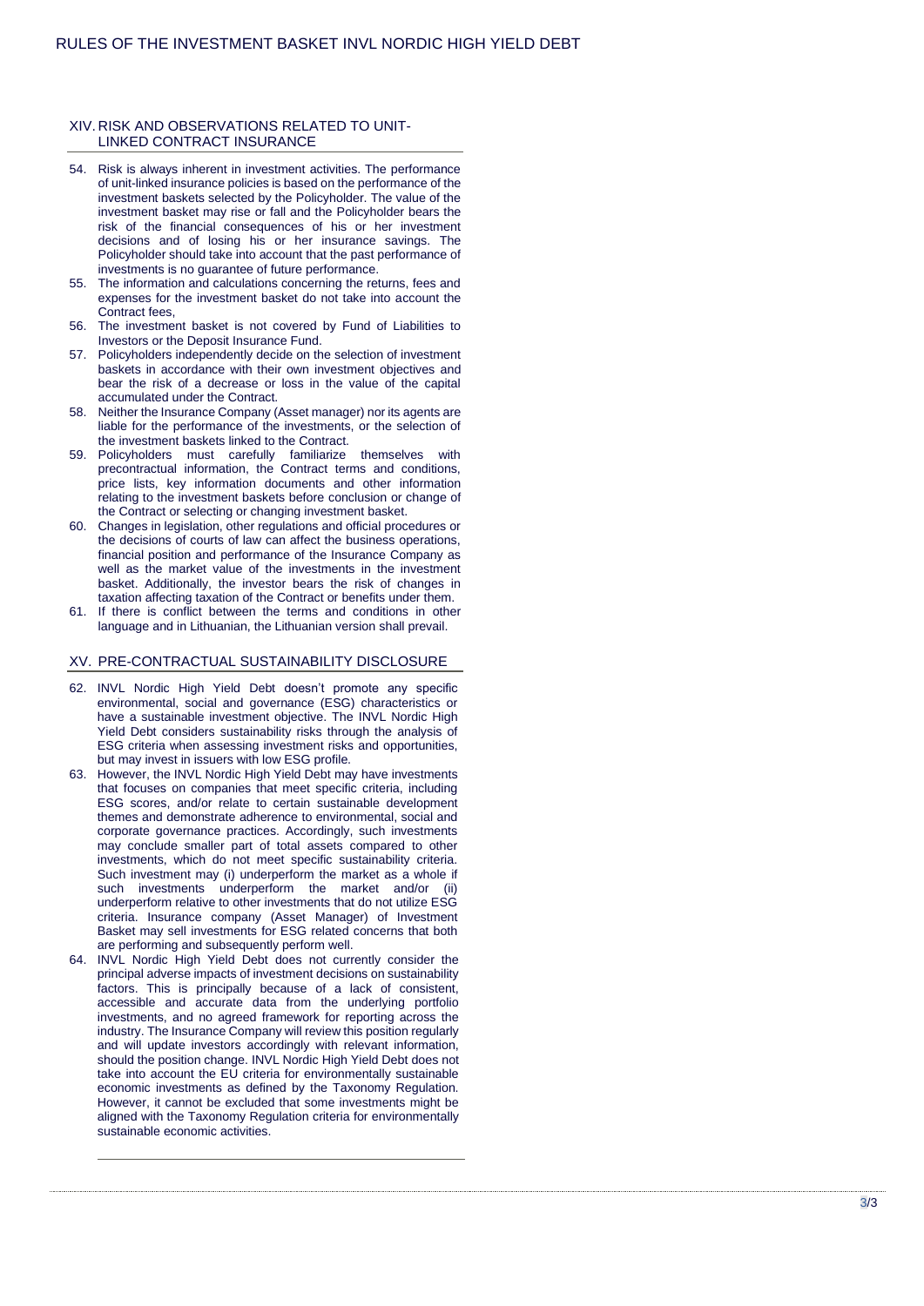## XIV. RISK AND OBSERVATIONS RELATED TO UNIT-LINKED CONTRACT INSURANCE

54. Risk is always inherent in investment activities. The performance of unit-linked insurance policies is based on the performance of the investment baskets selected by the Policyholder. The value of the investment basket may rise or fall and the Policyholder bears the risk of the financial consequences of his or her investment decisions and of losing his or her insurance savings. The Policyholder should take into account that the past performance of investments is no guarantee of future performance.
55. The information and calculations concerning the returns, fees and expenses for the investment basket do not take into account the Contract fees,
56. The investment basket is not covered by Fund of Liabilities to Investors or the Deposit Insurance Fund.
57. Policyholders independently decide on the selection of investment baskets in accordance with their own investment objectives and bear the risk of a decrease or loss in the value of the capital accumulated under the Contract.
58. Neither the Insurance Company (Asset manager) nor its agents are liable for the performance of the investments, or the selection of the investment baskets linked to the Contract.
59. Policyholders must carefully familiarize themselves with precontractual information, the Contract terms and conditions, price lists, key information documents and other information relating to the investment baskets before conclusion or change of the Contract or selecting or changing investment basket.
60. Changes in legislation, other regulations and official procedures or the decisions of courts of law can affect the business operations, financial position and performance of the Insurance Company as well as the market value of the investments in the investment basket. Additionally, the investor bears the risk of changes in taxation affecting taxation of the Contract or benefits under them.
61. If there is conflict between the terms and conditions in other language and in Lithuanian, the Lithuanian version shall prevail.

## XV. PRE-CONTRACTUAL SUSTAINABILITY DISCLOSURE

62. INVL Nordic High Yield Debt doesn't promote any specific environmental, social and governance (ESG) characteristics or have a sustainable investment objective. The INVL Nordic High Yield Debt considers sustainability risks through the analysis of ESG criteria when assessing investment risks and opportunities, but may invest in issuers with low ESG profile.
63. However, the INVL Nordic High Yield Debt may have investments that focuses on companies that meet specific criteria, including ESG scores, and/or relate to certain sustainable development themes and demonstrate adherence to environmental, social and corporate governance practices. Accordingly, such investments may conclude smaller part of total assets compared to other investments, which do not meet specific sustainability criteria. Such investment may (i) underperform the market as a whole if such investments underperform the market and/or (ii) underperform relative to other investments that do not utilize ESG criteria. Insurance company (Asset Manager) of Investment Basket may sell investments for ESG related concerns that both are performing and subsequently perform well.
64. INVL Nordic High Yield Debt does not currently consider the principal adverse impacts of investment decisions on sustainability factors. This is principally because of a lack of consistent, accessible and accurate data from the underlying portfolio investments, and no agreed framework for reporting across the industry. The Insurance Company will review this position regularly and will update investors accordingly with relevant information, should the position change. INVL Nordic High Yield Debt does not take into account the EU criteria for environmentally sustainable economic investments as defined by the Taxonomy Regulation. However, it cannot be excluded that some investments might be aligned with the Taxonomy Regulation criteria for environmentally sustainable economic activities.